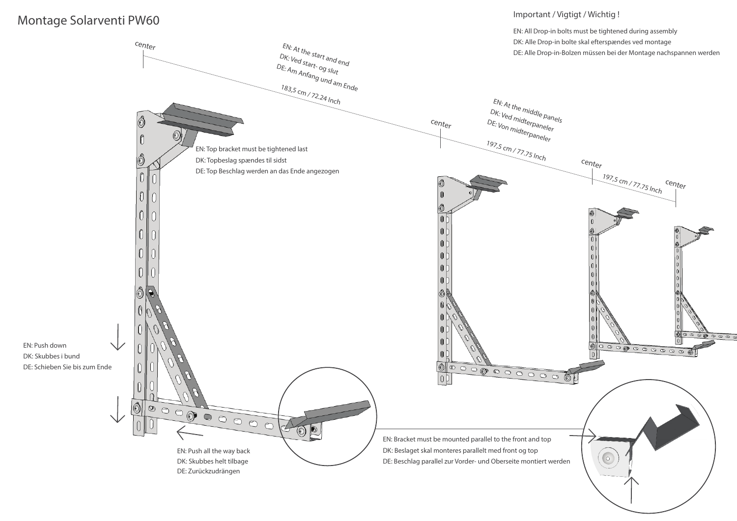# Montage Solarventi PW60

## Important / Vigtigt / Wichtig !

EN: All Drop-in bolts must be tightened during assembly
DK: Alle Drop-in bolte skal efterspændes ved montage
DE: Alle Drop-in-Bolzen müssen bei der Montage nachspannen werden

center

EN: At the start and end
DK: Ved start- og slut
DE: Am Anfang und am Ende

183,5 cm / 72.24 Inch

center

EN: At the middle panels
DK: Ved midterpaneler
DE: Von midterpaneler

197,5 cm / 77.75 Inch

center

197,5 cm / 77.75 Inch

center

EN: Top bracket must be tightened last
DK: Topbeslag spændes til sidst
DE: Top Beschlag werden an das Ende angezogen

EN: Push down
DK: Skubbes i bund
DE: Schieben Sie bis zum Ende

EN: Push all the way back
DK: Skubbes helt tilbage
DE: Zurückzudrängen

EN: Bracket must be mounted parallel to the front and top
DK: Beslaget skal monteres parallelt med front og top
DE: Beschlag parallel zur Vorder- und Oberseite montiert werden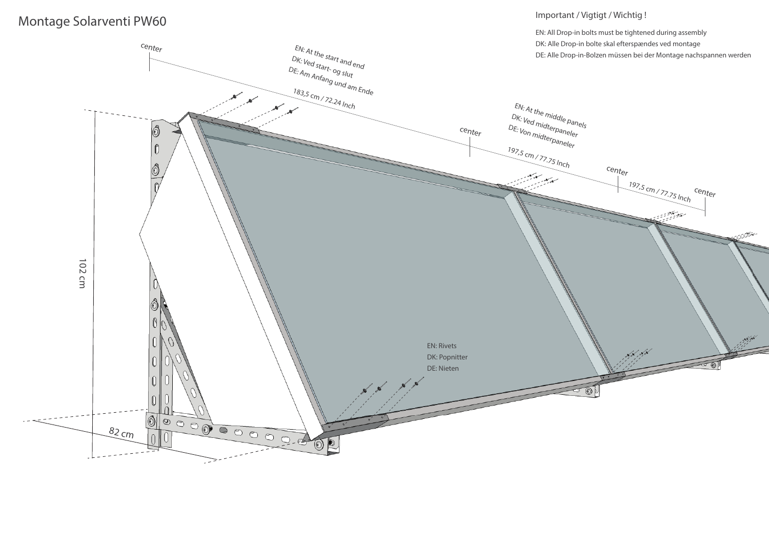# Montage Solarventi PW60

Important / Vigtigt / Wichtig !

EN: All Drop-in bolts must be tightened during assembly
DK: Alle Drop-in bolte skal efterspændes ved montage
DE: Alle Drop-in-Bolzen müssen bei der Montage nachspannen werden

center

EN: At the start and end
DK: Ved start- og slut
DE: Am Anfang und am Ende

183,5 cm / 72.24 Inch

center

EN: At the middle panels
DK: Ved midterpaneler
DE: Von midterpaneler

197,5 cm / 77.75 Inch

center

197,5 cm / 77.75 Inch

center

102 cm

82 cm

EN: Rivets
DK: Popnitter
DE: Nieten